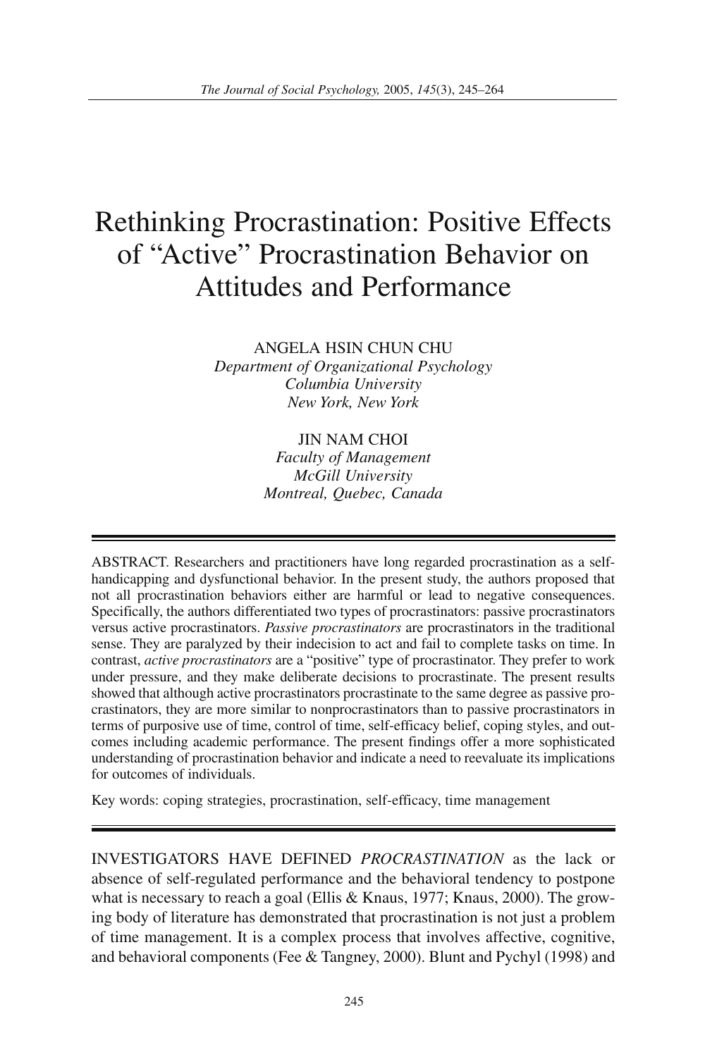# Rethinking Procrastination: Positive Effects of "Active" Procrastination Behavior on Attitudes and Performance

ANGELA HSIN CHUN CHU
*Department of Organizational Psychology*
*Columbia University*
*New York, New York*

JIN NAM CHOI
*Faculty of Management*
*McGill University*
*Montreal, Quebec, Canada*

---

ABSTRACT. Researchers and practitioners have long regarded procrastination as a self-handicapping and dysfunctional behavior. In the present study, the authors proposed that not all procrastination behaviors either are harmful or lead to negative consequences. Specifically, the authors differentiated two types of procrastinators: passive procrastinators versus active procrastinators. *Passive procrastinators* are procrastinators in the traditional sense. They are paralyzed by their indecision to act and fail to complete tasks on time. In contrast, *active procrastinators* are a "positive" type of procrastinator. They prefer to work under pressure, and they make deliberate decisions to procrastinate. The present results showed that although active procrastinators procrastinate to the same degree as passive procrastinators, they are more similar to nonprocrastinators than to passive procrastinators in terms of purposive use of time, control of time, self-efficacy belief, coping styles, and outcomes including academic performance. The present findings offer a more sophisticated understanding of procrastination behavior and indicate a need to reevaluate its implications for outcomes of individuals.

Key words: coping strategies, procrastination, self-efficacy, time management

---

INVESTIGATORS HAVE DEFINED *PROCRASTINATION* as the lack or absence of self-regulated performance and the behavioral tendency to postpone what is necessary to reach a goal (Ellis & Knaus, 1977; Knaus, 2000). The growing body of literature has demonstrated that procrastination is not just a problem of time management. It is a complex process that involves affective, cognitive, and behavioral components (Fee & Tangney, 2000). Blunt and Pychyl (1998) and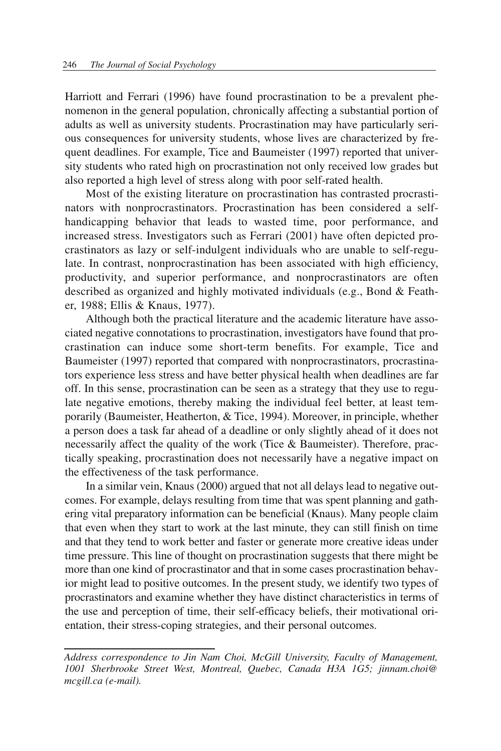Harriott and Ferrari (1996) have found procrastination to be a prevalent phenomenon in the general population, chronically affecting a substantial portion of adults as well as university students. Procrastination may have particularly serious consequences for university students, whose lives are characterized by frequent deadlines. For example, Tice and Baumeister (1997) reported that university students who rated high on procrastination not only received low grades but also reported a high level of stress along with poor self-rated health.

Most of the existing literature on procrastination has contrasted procrastinators with nonprocrastinators. Procrastination has been considered a self-handicapping behavior that leads to wasted time, poor performance, and increased stress. Investigators such as Ferrari (2001) have often depicted procrastinators as lazy or self-indulgent individuals who are unable to self-regulate. In contrast, nonprocrastination has been associated with high efficiency, productivity, and superior performance, and nonprocrastinators are often described as organized and highly motivated individuals (e.g., Bond & Feather, 1988; Ellis & Knaus, 1977).

Although both the practical literature and the academic literature have associated negative connotations to procrastination, investigators have found that procrastination can induce some short-term benefits. For example, Tice and Baumeister (1997) reported that compared with nonprocrastinators, procrastinators experience less stress and have better physical health when deadlines are far off. In this sense, procrastination can be seen as a strategy that they use to regulate negative emotions, thereby making the individual feel better, at least temporarily (Baumeister, Heatherton, & Tice, 1994). Moreover, in principle, whether a person does a task far ahead of a deadline or only slightly ahead of it does not necessarily affect the quality of the work (Tice & Baumeister). Therefore, practically speaking, procrastination does not necessarily have a negative impact on the effectiveness of the task performance.

In a similar vein, Knaus (2000) argued that not all delays lead to negative outcomes. For example, delays resulting from time that was spent planning and gathering vital preparatory information can be beneficial (Knaus). Many people claim that even when they start to work at the last minute, they can still finish on time and that they tend to work better and faster or generate more creative ideas under time pressure. This line of thought on procrastination suggests that there might be more than one kind of procrastinator and that in some cases procrastination behavior might lead to positive outcomes. In the present study, we identify two types of procrastinators and examine whether they have distinct characteristics in terms of the use and perception of time, their self-efficacy beliefs, their motivational orientation, their stress-coping strategies, and their personal outcomes.

---

*Address correspondence to Jin Nam Choi, McGill University, Faculty of Management, 1001 Sherbrooke Street West, Montreal, Quebec, Canada H3A 1G5; jinnam.choi@mcgill.ca (e-mail).*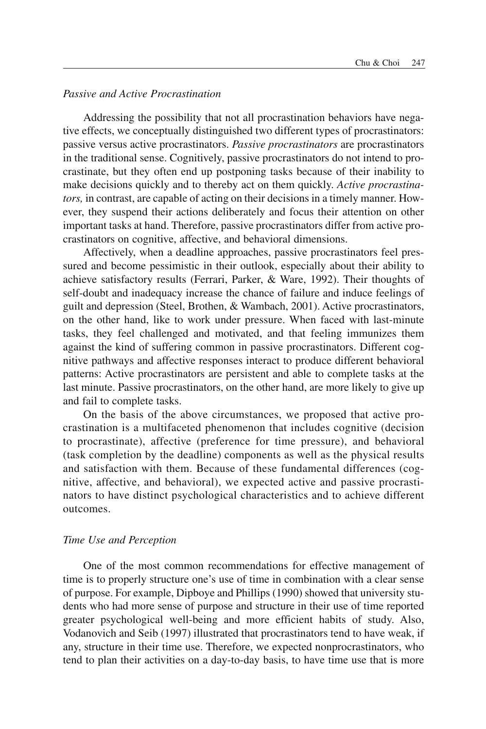### *Passive and Active Procrastination*

Addressing the possibility that not all procrastination behaviors have negative effects, we conceptually distinguished two different types of procrastinators: passive versus active procrastinators. *Passive procrastinators* are procrastinators in the traditional sense. Cognitively, passive procrastinators do not intend to procrastinate, but they often end up postponing tasks because of their inability to make decisions quickly and to thereby act on them quickly. *Active procrastinators,* in contrast, are capable of acting on their decisions in a timely manner. However, they suspend their actions deliberately and focus their attention on other important tasks at hand. Therefore, passive procrastinators differ from active procrastinators on cognitive, affective, and behavioral dimensions.

Affectively, when a deadline approaches, passive procrastinators feel pressured and become pessimistic in their outlook, especially about their ability to achieve satisfactory results (Ferrari, Parker, & Ware, 1992). Their thoughts of self-doubt and inadequacy increase the chance of failure and induce feelings of guilt and depression (Steel, Brothen, & Wambach, 2001). Active procrastinators, on the other hand, like to work under pressure. When faced with last-minute tasks, they feel challenged and motivated, and that feeling immunizes them against the kind of suffering common in passive procrastinators. Different cognitive pathways and affective responses interact to produce different behavioral patterns: Active procrastinators are persistent and able to complete tasks at the last minute. Passive procrastinators, on the other hand, are more likely to give up and fail to complete tasks.

On the basis of the above circumstances, we proposed that active procrastination is a multifaceted phenomenon that includes cognitive (decision to procrastinate), affective (preference for time pressure), and behavioral (task completion by the deadline) components as well as the physical results and satisfaction with them. Because of these fundamental differences (cognitive, affective, and behavioral), we expected active and passive procrastinators to have distinct psychological characteristics and to achieve different outcomes.

### *Time Use and Perception*

One of the most common recommendations for effective management of time is to properly structure one's use of time in combination with a clear sense of purpose. For example, Dipboye and Phillips (1990) showed that university students who had more sense of purpose and structure in their use of time reported greater psychological well-being and more efficient habits of study. Also, Vodanovich and Seib (1997) illustrated that procrastinators tend to have weak, if any, structure in their time use. Therefore, we expected nonprocrastinators, who tend to plan their activities on a day-to-day basis, to have time use that is more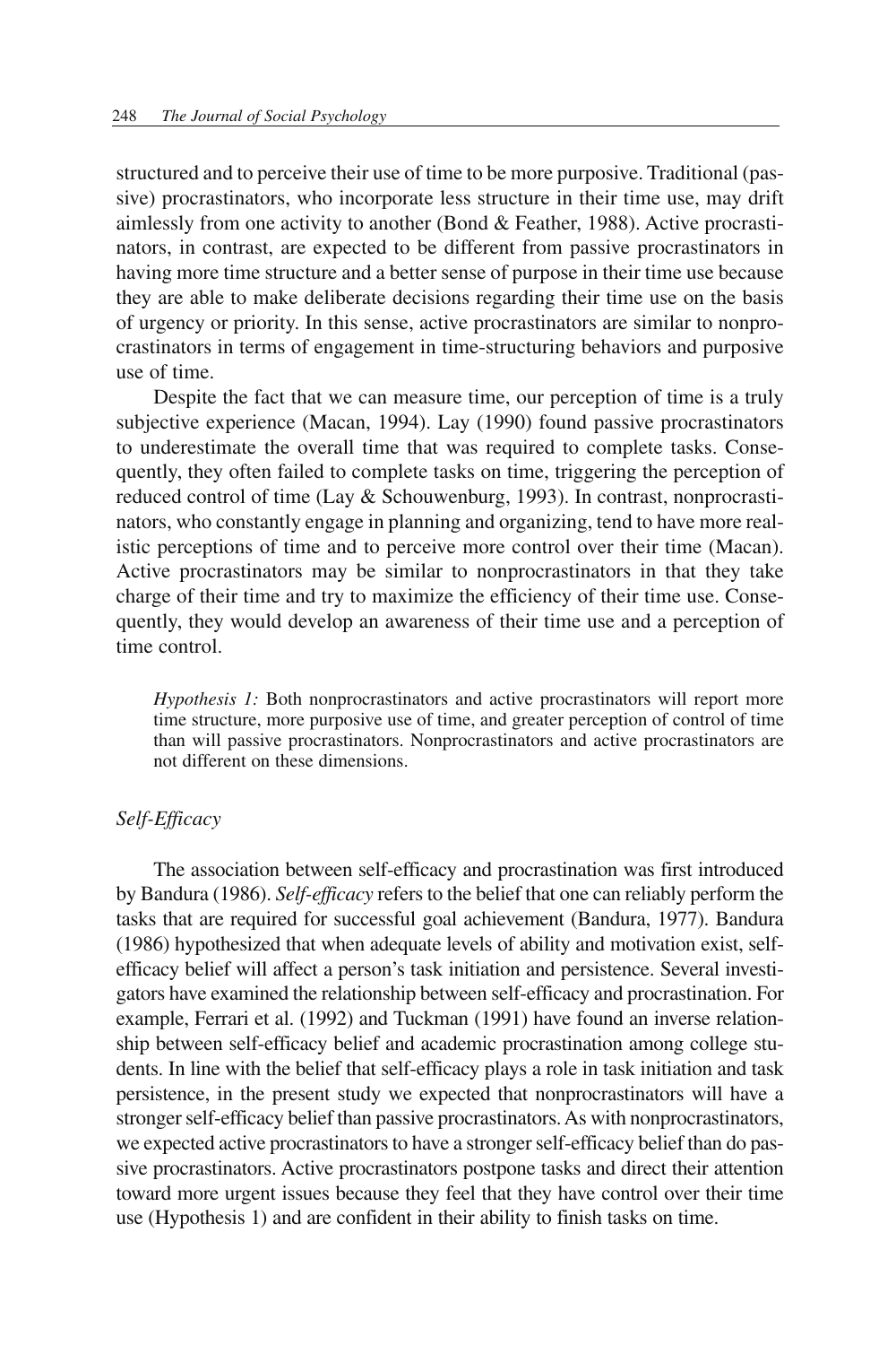structured and to perceive their use of time to be more purposive. Traditional (passive) procrastinators, who incorporate less structure in their time use, may drift aimlessly from one activity to another (Bond & Feather, 1988). Active procrastinators, in contrast, are expected to be different from passive procrastinators in having more time structure and a better sense of purpose in their time use because they are able to make deliberate decisions regarding their time use on the basis of urgency or priority. In this sense, active procrastinators are similar to nonprocrastinators in terms of engagement in time-structuring behaviors and purposive use of time.

Despite the fact that we can measure time, our perception of time is a truly subjective experience (Macan, 1994). Lay (1990) found passive procrastinators to underestimate the overall time that was required to complete tasks. Consequently, they often failed to complete tasks on time, triggering the perception of reduced control of time (Lay & Schouwenburg, 1993). In contrast, nonprocrastinators, who constantly engage in planning and organizing, tend to have more realistic perceptions of time and to perceive more control over their time (Macan). Active procrastinators may be similar to nonprocrastinators in that they take charge of their time and try to maximize the efficiency of their time use. Consequently, they would develop an awareness of their time use and a perception of time control.

> *Hypothesis 1:* Both nonprocrastinators and active procrastinators will report more time structure, more purposive use of time, and greater perception of control of time than will passive procrastinators. Nonprocrastinators and active procrastinators are not different on these dimensions.

### *Self-Efficacy*

The association between self-efficacy and procrastination was first introduced by Bandura (1986). *Self-efficacy* refers to the belief that one can reliably perform the tasks that are required for successful goal achievement (Bandura, 1977). Bandura (1986) hypothesized that when adequate levels of ability and motivation exist, self-efficacy belief will affect a person's task initiation and persistence. Several investigators have examined the relationship between self-efficacy and procrastination. For example, Ferrari et al. (1992) and Tuckman (1991) have found an inverse relationship between self-efficacy belief and academic procrastination among college students. In line with the belief that self-efficacy plays a role in task initiation and task persistence, in the present study we expected that nonprocrastinators will have a stronger self-efficacy belief than passive procrastinators. As with nonprocrastinators, we expected active procrastinators to have a stronger self-efficacy belief than do passive procrastinators. Active procrastinators postpone tasks and direct their attention toward more urgent issues because they feel that they have control over their time use (Hypothesis 1) and are confident in their ability to finish tasks on time.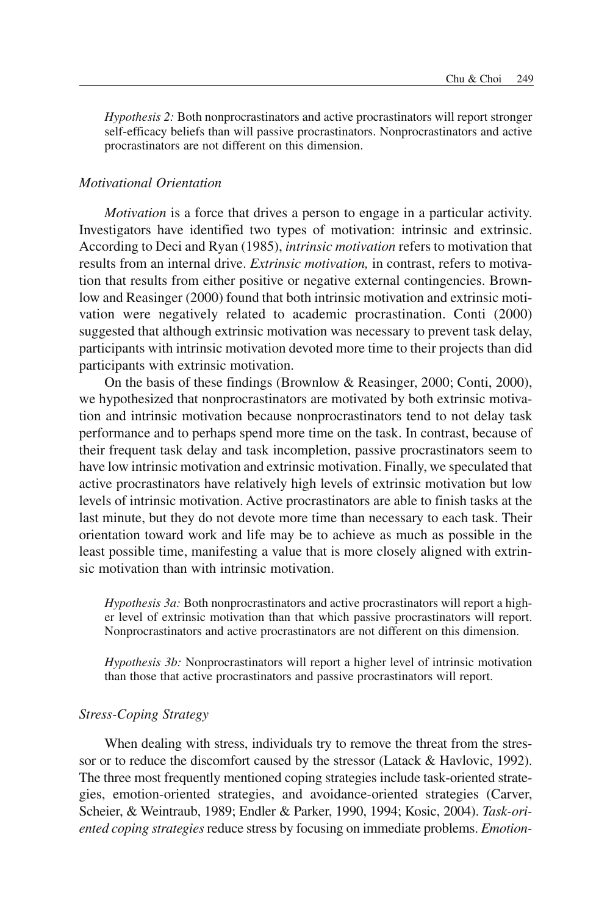*Hypothesis 2:* Both nonprocrastinators and active procrastinators will report stronger self-efficacy beliefs than will passive procrastinators. Nonprocrastinators and active procrastinators are not different on this dimension.

### *Motivational Orientation*

*Motivation* is a force that drives a person to engage in a particular activity. Investigators have identified two types of motivation: intrinsic and extrinsic. According to Deci and Ryan (1985), *intrinsic motivation* refers to motivation that results from an internal drive. *Extrinsic motivation,* in contrast, refers to motivation that results from either positive or negative external contingencies. Brownlow and Reasinger (2000) found that both intrinsic motivation and extrinsic motivation were negatively related to academic procrastination. Conti (2000) suggested that although extrinsic motivation was necessary to prevent task delay, participants with intrinsic motivation devoted more time to their projects than did participants with extrinsic motivation.

On the basis of these findings (Brownlow & Reasinger, 2000; Conti, 2000), we hypothesized that nonprocrastinators are motivated by both extrinsic motivation and intrinsic motivation because nonprocrastinators tend to not delay task performance and to perhaps spend more time on the task. In contrast, because of their frequent task delay and task incompletion, passive procrastinators seem to have low intrinsic motivation and extrinsic motivation. Finally, we speculated that active procrastinators have relatively high levels of extrinsic motivation but low levels of intrinsic motivation. Active procrastinators are able to finish tasks at the last minute, but they do not devote more time than necessary to each task. Their orientation toward work and life may be to achieve as much as possible in the least possible time, manifesting a value that is more closely aligned with extrinsic motivation than with intrinsic motivation.

*Hypothesis 3a:* Both nonprocrastinators and active procrastinators will report a higher level of extrinsic motivation than that which passive procrastinators will report. Nonprocrastinators and active procrastinators are not different on this dimension.

*Hypothesis 3b:* Nonprocrastinators will report a higher level of intrinsic motivation than those that active procrastinators and passive procrastinators will report.

### *Stress-Coping Strategy*

When dealing with stress, individuals try to remove the threat from the stressor or to reduce the discomfort caused by the stressor (Latack & Havlovic, 1992). The three most frequently mentioned coping strategies include task-oriented strategies, emotion-oriented strategies, and avoidance-oriented strategies (Carver, Scheier, & Weintraub, 1989; Endler & Parker, 1990, 1994; Kosic, 2004). *Task-oriented coping strategies* reduce stress by focusing on immediate problems. *Emotion-*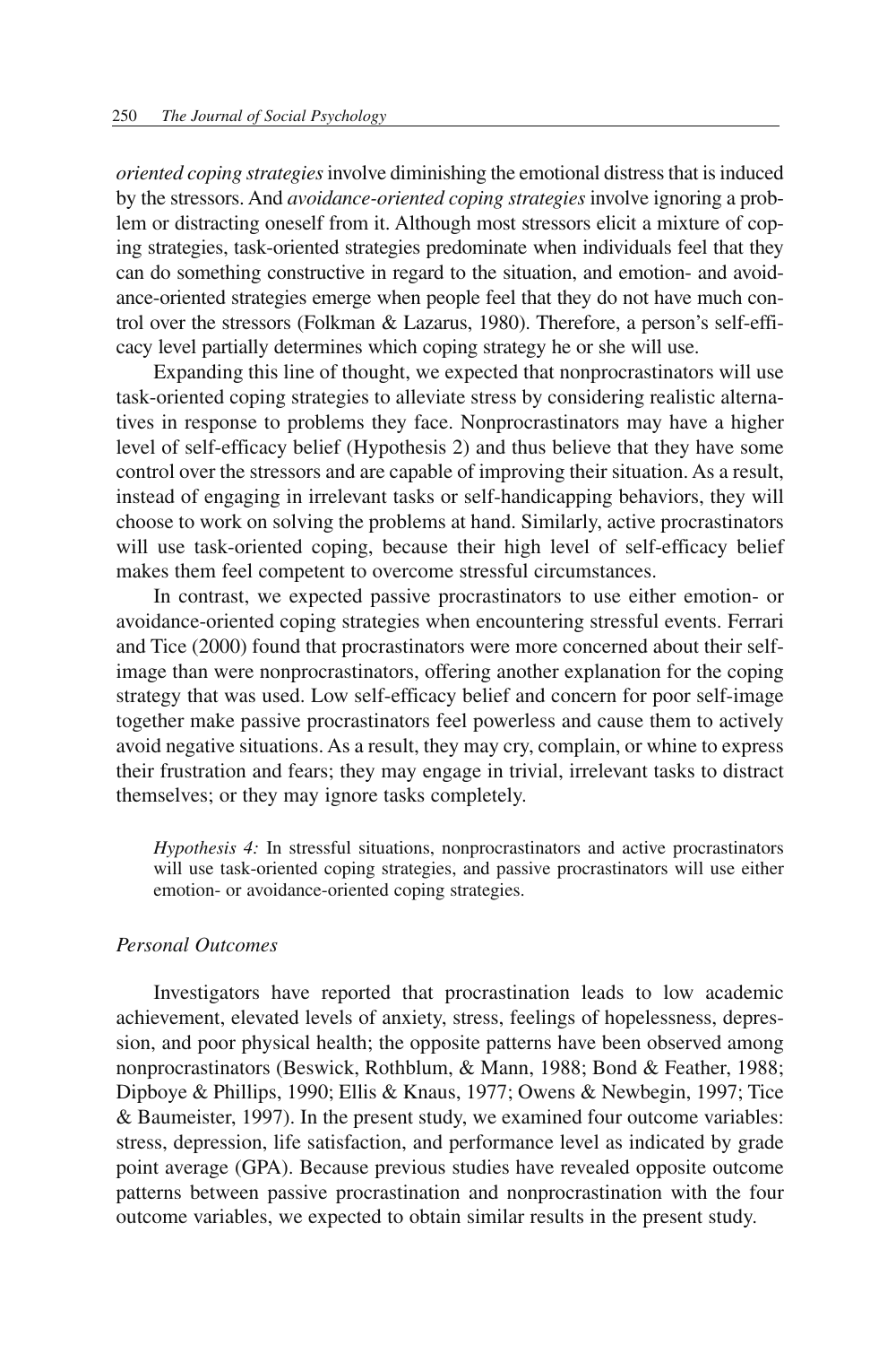*oriented coping strategies* involve diminishing the emotional distress that is induced by the stressors. And *avoidance-oriented coping strategies* involve ignoring a problem or distracting oneself from it. Although most stressors elicit a mixture of coping strategies, task-oriented strategies predominate when individuals feel that they can do something constructive in regard to the situation, and emotion- and avoidance-oriented strategies emerge when people feel that they do not have much control over the stressors (Folkman & Lazarus, 1980). Therefore, a person's self-efficacy level partially determines which coping strategy he or she will use.

Expanding this line of thought, we expected that nonprocrastinators will use task-oriented coping strategies to alleviate stress by considering realistic alternatives in response to problems they face. Nonprocrastinators may have a higher level of self-efficacy belief (Hypothesis 2) and thus believe that they have some control over the stressors and are capable of improving their situation. As a result, instead of engaging in irrelevant tasks or self-handicapping behaviors, they will choose to work on solving the problems at hand. Similarly, active procrastinators will use task-oriented coping, because their high level of self-efficacy belief makes them feel competent to overcome stressful circumstances.

In contrast, we expected passive procrastinators to use either emotion- or avoidance-oriented coping strategies when encountering stressful events. Ferrari and Tice (2000) found that procrastinators were more concerned about their self-image than were nonprocrastinators, offering another explanation for the coping strategy that was used. Low self-efficacy belief and concern for poor self-image together make passive procrastinators feel powerless and cause them to actively avoid negative situations. As a result, they may cry, complain, or whine to express their frustration and fears; they may engage in trivial, irrelevant tasks to distract themselves; or they may ignore tasks completely.

> *Hypothesis 4:* In stressful situations, nonprocrastinators and active procrastinators will use task-oriented coping strategies, and passive procrastinators will use either emotion- or avoidance-oriented coping strategies.

### *Personal Outcomes*

Investigators have reported that procrastination leads to low academic achievement, elevated levels of anxiety, stress, feelings of hopelessness, depression, and poor physical health; the opposite patterns have been observed among nonprocrastinators (Beswick, Rothblum, & Mann, 1988; Bond & Feather, 1988; Dipboye & Phillips, 1990; Ellis & Knaus, 1977; Owens & Newbegin, 1997; Tice & Baumeister, 1997). In the present study, we examined four outcome variables: stress, depression, life satisfaction, and performance level as indicated by grade point average (GPA). Because previous studies have revealed opposite outcome patterns between passive procrastination and nonprocrastination with the four outcome variables, we expected to obtain similar results in the present study.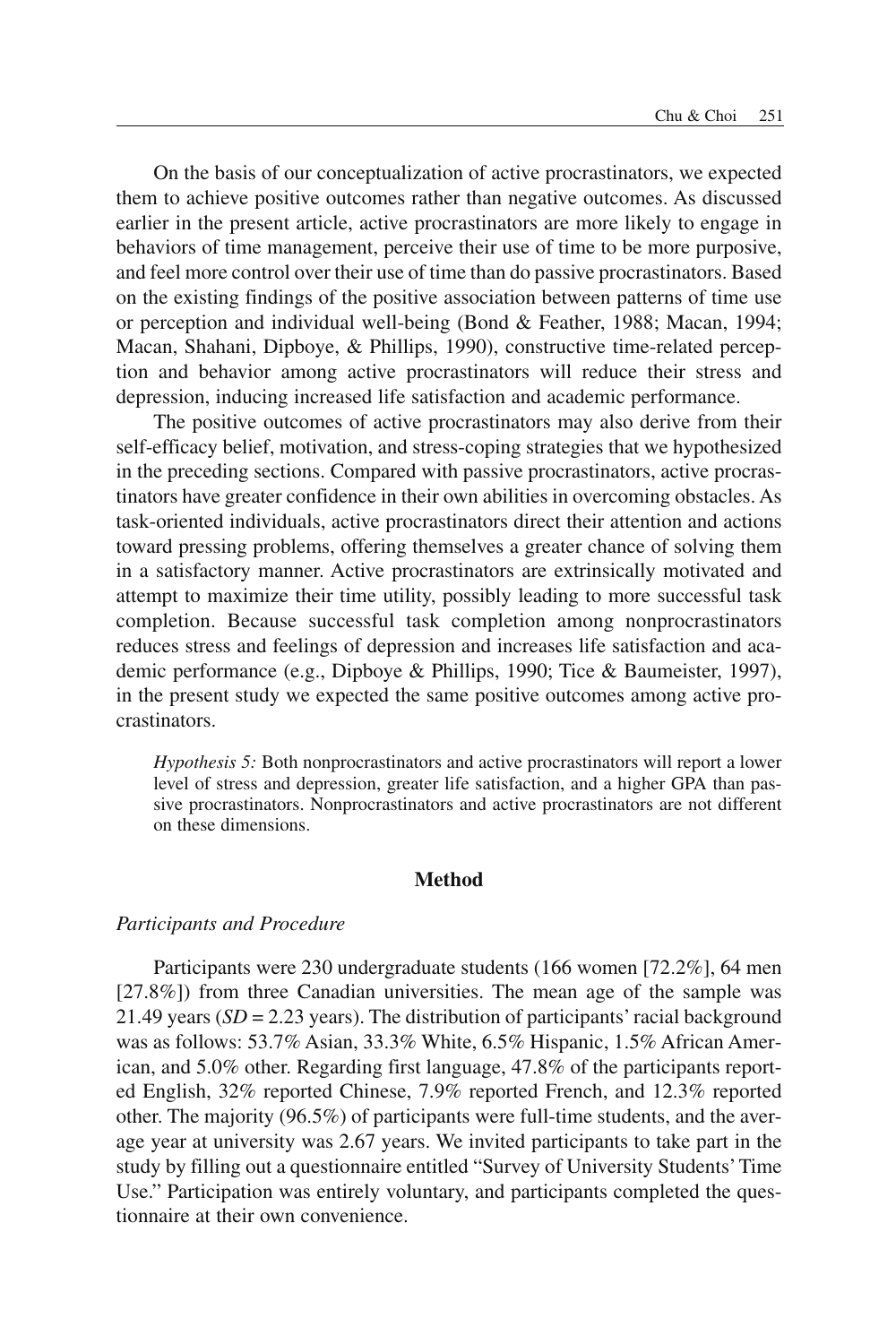On the basis of our conceptualization of active procrastinators, we expected them to achieve positive outcomes rather than negative outcomes. As discussed earlier in the present article, active procrastinators are more likely to engage in behaviors of time management, perceive their use of time to be more purposive, and feel more control over their use of time than do passive procrastinators. Based on the existing findings of the positive association between patterns of time use or perception and individual well-being (Bond & Feather, 1988; Macan, 1994; Macan, Shahani, Dipboye, & Phillips, 1990), constructive time-related perception and behavior among active procrastinators will reduce their stress and depression, inducing increased life satisfaction and academic performance.

The positive outcomes of active procrastinators may also derive from their self-efficacy belief, motivation, and stress-coping strategies that we hypothesized in the preceding sections. Compared with passive procrastinators, active procrastinators have greater confidence in their own abilities in overcoming obstacles. As task-oriented individuals, active procrastinators direct their attention and actions toward pressing problems, offering themselves a greater chance of solving them in a satisfactory manner. Active procrastinators are extrinsically motivated and attempt to maximize their time utility, possibly leading to more successful task completion. Because successful task completion among nonprocrastinators reduces stress and feelings of depression and increases life satisfaction and academic performance (e.g., Dipboye & Phillips, 1990; Tice & Baumeister, 1997), in the present study we expected the same positive outcomes among active procrastinators.

> *Hypothesis 5:* Both nonprocrastinators and active procrastinators will report a lower level of stress and depression, greater life satisfaction, and a higher GPA than passive procrastinators. Nonprocrastinators and active procrastinators are not different on these dimensions.

## Method

### *Participants and Procedure*

Participants were 230 undergraduate students (166 women [72.2%], 64 men [27.8%]) from three Canadian universities. The mean age of the sample was 21.49 years ($SD$ = 2.23 years). The distribution of participants' racial background was as follows: 53.7% Asian, 33.3% White, 6.5% Hispanic, 1.5% African American, and 5.0% other. Regarding first language, 47.8% of the participants reported English, 32% reported Chinese, 7.9% reported French, and 12.3% reported other. The majority (96.5%) of participants were full-time students, and the average year at university was 2.67 years. We invited participants to take part in the study by filling out a questionnaire entitled "Survey of University Students' Time Use." Participation was entirely voluntary, and participants completed the questionnaire at their own convenience.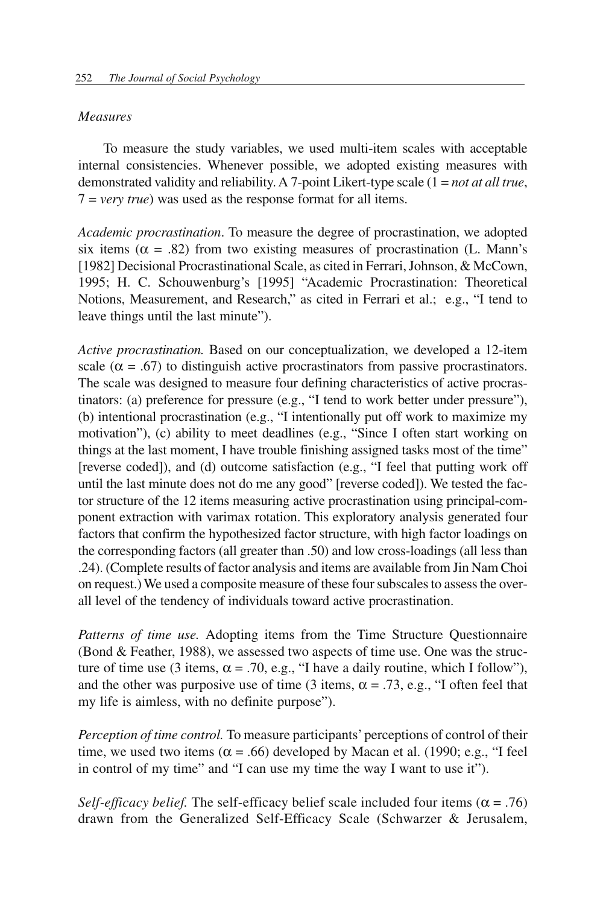### *Measures*

To measure the study variables, we used multi-item scales with acceptable internal consistencies. Whenever possible, we adopted existing measures with demonstrated validity and reliability. A 7-point Likert-type scale (1 = *not at all true*, 7 = *very true*) was used as the response format for all items.

*Academic procrastination*. To measure the degree of procrastination, we adopted six items ($\alpha$ = .82) from two existing measures of procrastination (L. Mann's [1982] Decisional Procrastinational Scale, as cited in Ferrari, Johnson, & McCown, 1995; H. C. Schouwenburg's [1995] "Academic Procrastination: Theoretical Notions, Measurement, and Research," as cited in Ferrari et al.; e.g., "I tend to leave things until the last minute").

*Active procrastination.* Based on our conceptualization, we developed a 12-item scale ($\alpha$ = .67) to distinguish active procrastinators from passive procrastinators. The scale was designed to measure four defining characteristics of active procrastinators: (a) preference for pressure (e.g., "I tend to work better under pressure"), (b) intentional procrastination (e.g., "I intentionally put off work to maximize my motivation"), (c) ability to meet deadlines (e.g., "Since I often start working on things at the last moment, I have trouble finishing assigned tasks most of the time" [reverse coded]), and (d) outcome satisfaction (e.g., "I feel that putting work off until the last minute does not do me any good" [reverse coded]). We tested the factor structure of the 12 items measuring active procrastination using principal-component extraction with varimax rotation. This exploratory analysis generated four factors that confirm the hypothesized factor structure, with high factor loadings on the corresponding factors (all greater than .50) and low cross-loadings (all less than .24). (Complete results of factor analysis and items are available from Jin Nam Choi on request.) We used a composite measure of these four subscales to assess the overall level of the tendency of individuals toward active procrastination.

*Patterns of time use.* Adopting items from the Time Structure Questionnaire (Bond & Feather, 1988), we assessed two aspects of time use. One was the structure of time use (3 items, $\alpha$ = .70, e.g., "I have a daily routine, which I follow"), and the other was purposive use of time (3 items, $\alpha$ = .73, e.g., "I often feel that my life is aimless, with no definite purpose").

*Perception of time control.* To measure participants' perceptions of control of their time, we used two items ($\alpha$ = .66) developed by Macan et al. (1990; e.g., "I feel in control of my time" and "I can use my time the way I want to use it").

*Self-efficacy belief.* The self-efficacy belief scale included four items ($\alpha$ = .76) drawn from the Generalized Self-Efficacy Scale (Schwarzer & Jerusalem,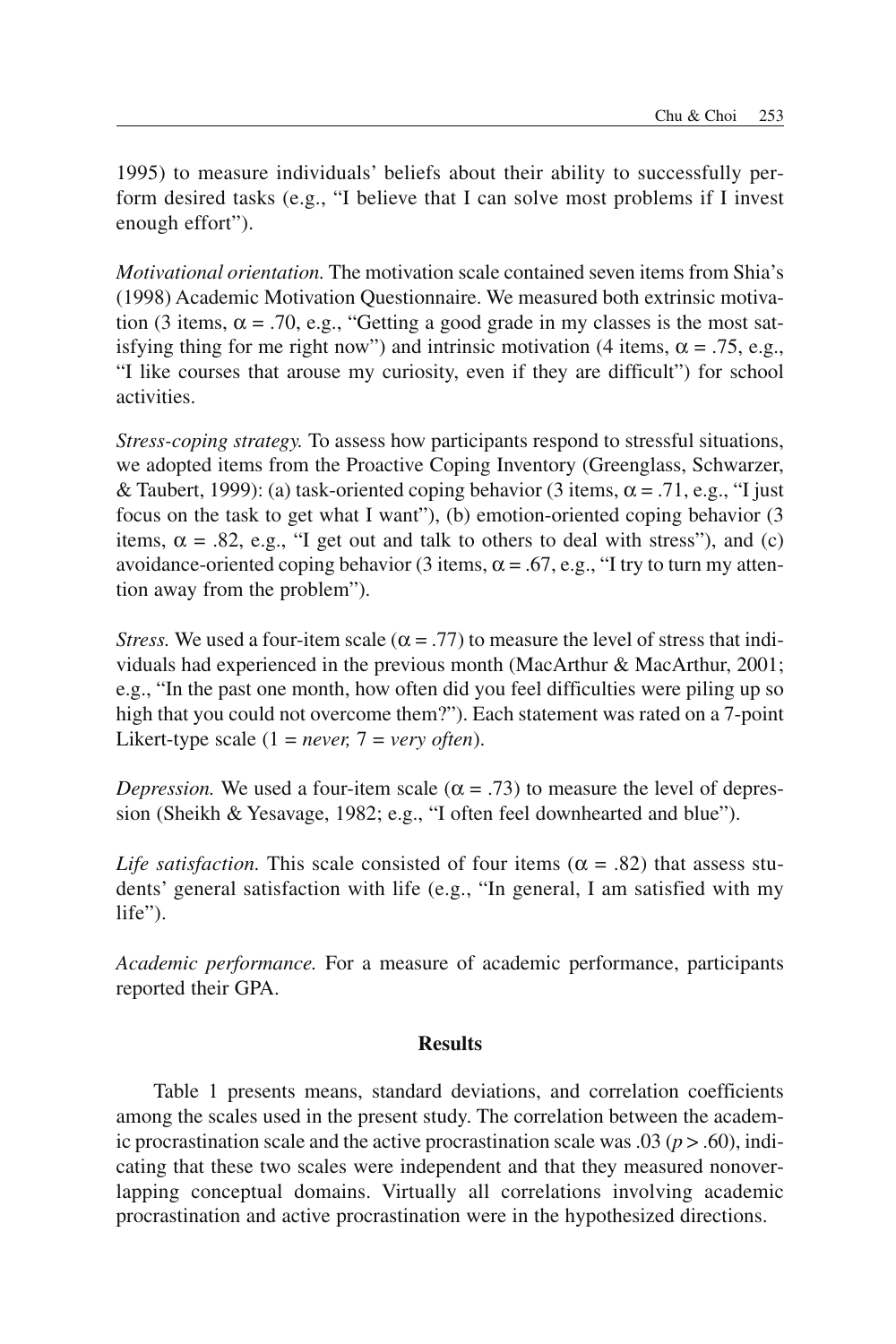1995) to measure individuals' beliefs about their ability to successfully perform desired tasks (e.g., "I believe that I can solve most problems if I invest enough effort").

*Motivational orientation.* The motivation scale contained seven items from Shia's (1998) Academic Motivation Questionnaire. We measured both extrinsic motivation (3 items, $\alpha = .70$, e.g., "Getting a good grade in my classes is the most satisfying thing for me right now") and intrinsic motivation (4 items, $\alpha = .75$, e.g., "I like courses that arouse my curiosity, even if they are difficult") for school activities.

*Stress-coping strategy.* To assess how participants respond to stressful situations, we adopted items from the Proactive Coping Inventory (Greenglass, Schwarzer, & Taubert, 1999): (a) task-oriented coping behavior (3 items, $\alpha = .71$, e.g., "I just focus on the task to get what I want"), (b) emotion-oriented coping behavior (3 items, $\alpha = .82$, e.g., "I get out and talk to others to deal with stress"), and (c) avoidance-oriented coping behavior (3 items, $\alpha = .67$, e.g., "I try to turn my attention away from the problem").

*Stress.* We used a four-item scale ($\alpha = .77$) to measure the level of stress that individuals had experienced in the previous month (MacArthur & MacArthur, 2001; e.g., "In the past one month, how often did you feel difficulties were piling up so high that you could not overcome them?"). Each statement was rated on a 7-point Likert-type scale (1 = *never,* 7 = *very often*).

*Depression.* We used a four-item scale ($\alpha = .73$) to measure the level of depression (Sheikh & Yesavage, 1982; e.g., "I often feel downhearted and blue").

*Life satisfaction.* This scale consisted of four items ($\alpha = .82$) that assess students' general satisfaction with life (e.g., "In general, I am satisfied with my life").

*Academic performance.* For a measure of academic performance, participants reported their GPA.

## Results

Table 1 presents means, standard deviations, and correlation coefficients among the scales used in the present study. The correlation between the academic procrastination scale and the active procrastination scale was .03 ($p > .60$), indicating that these two scales were independent and that they measured nonoverlapping conceptual domains. Virtually all correlations involving academic procrastination and active procrastination were in the hypothesized directions.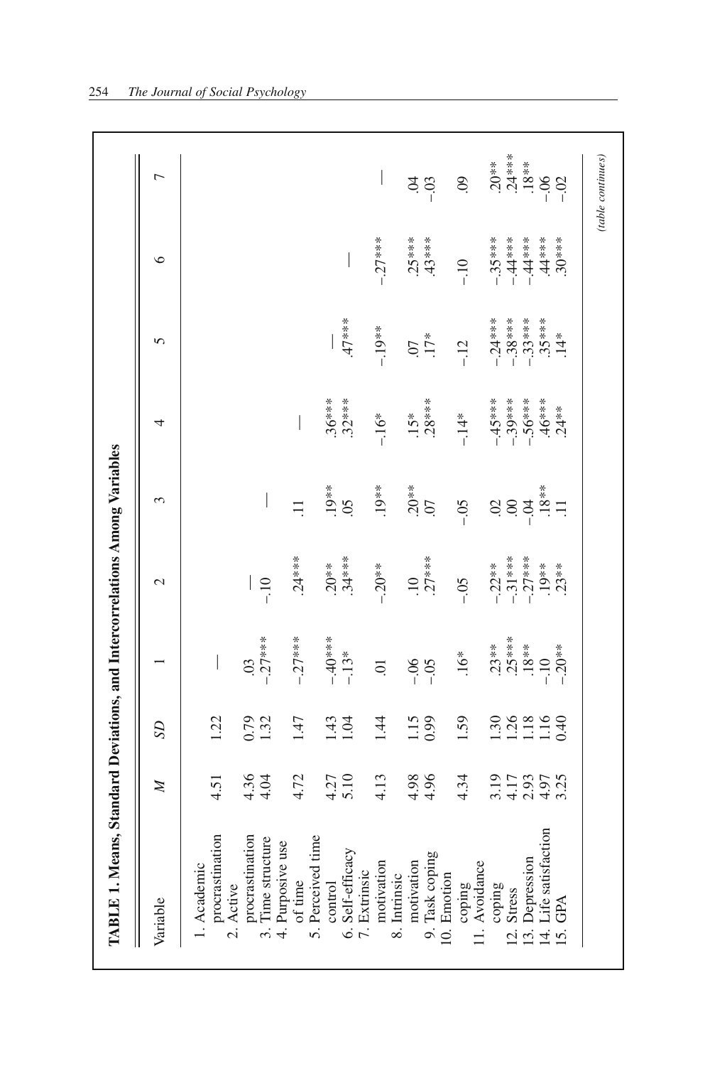**TABLE 1. Means, Standard Deviations, and Intercorrelations Among Variables**

| Variable | *M* | *SD* | 1 | 2 | 3 | 4 | 5 | 6 | 7 |
|---|---|---|---|---|---|---|---|---|---|
| 1. Academic procrastination | 4.51 | 1.22 | — | | | | | | |
| 2. Active procrastination | 4.36 | 0.79 | .03 | — | | | | | |
| 3. Time structure | 4.04 | 1.32 | -.27*** | -.10 | — | | | | |
| 4. Purposive use of time | 4.72 | 1.47 | -.27*** | .24*** | .11 | — | | | |
| 5. Perceived time control | 4.27 | 1.43 | -.40*** | .20** | .19** | .36*** | — | | |
| 6. Self-efficacy | 5.10 | 1.04 | -.13* | .34*** | .05 | .32*** | .47*** | — | |
| 7. Extrinsic motivation | 4.13 | 1.44 | .01 | -.20** | .19** | -.16* | -.19** | -.27*** | — |
| 8. Intrinsic motivation | 4.98 | 1.15 | -.06 | .10 | .20** | .15* | .07 | .25*** | .04 |
| 9. Task coping | 4.96 | 0.99 | -.05 | .27*** | .07 | .28*** | .17* | .43*** | -.03 |
| 10. Emotion coping | 4.34 | 1.59 | .16* | -.05 | -.05 | -.14* | -.12 | -.10 | .09 |
| 11. Avoidance coping | 3.19 | 1.30 | .23** | -.22** | .02 | -.45*** | -.24*** | -.35*** | .20** |
| 12. Stress | 4.17 | 1.26 | .25*** | -.31*** | .00 | -.39*** | -.38*** | -.44*** | .24*** |
| 13. Depression | 2.93 | 1.18 | .18** | -.27*** | -.04 | -.56*** | -.33*** | -.44*** | .18** |
| 14. Life satisfaction | 4.97 | 1.16 | -.10 | .19** | .18** | .46*** | .35*** | .44*** | -.06 |
| 15. GPA | 3.25 | 0.40 | -.20** | .23** | .11 | .24** | .14* | .30*** | -.02 |

*(table continues)*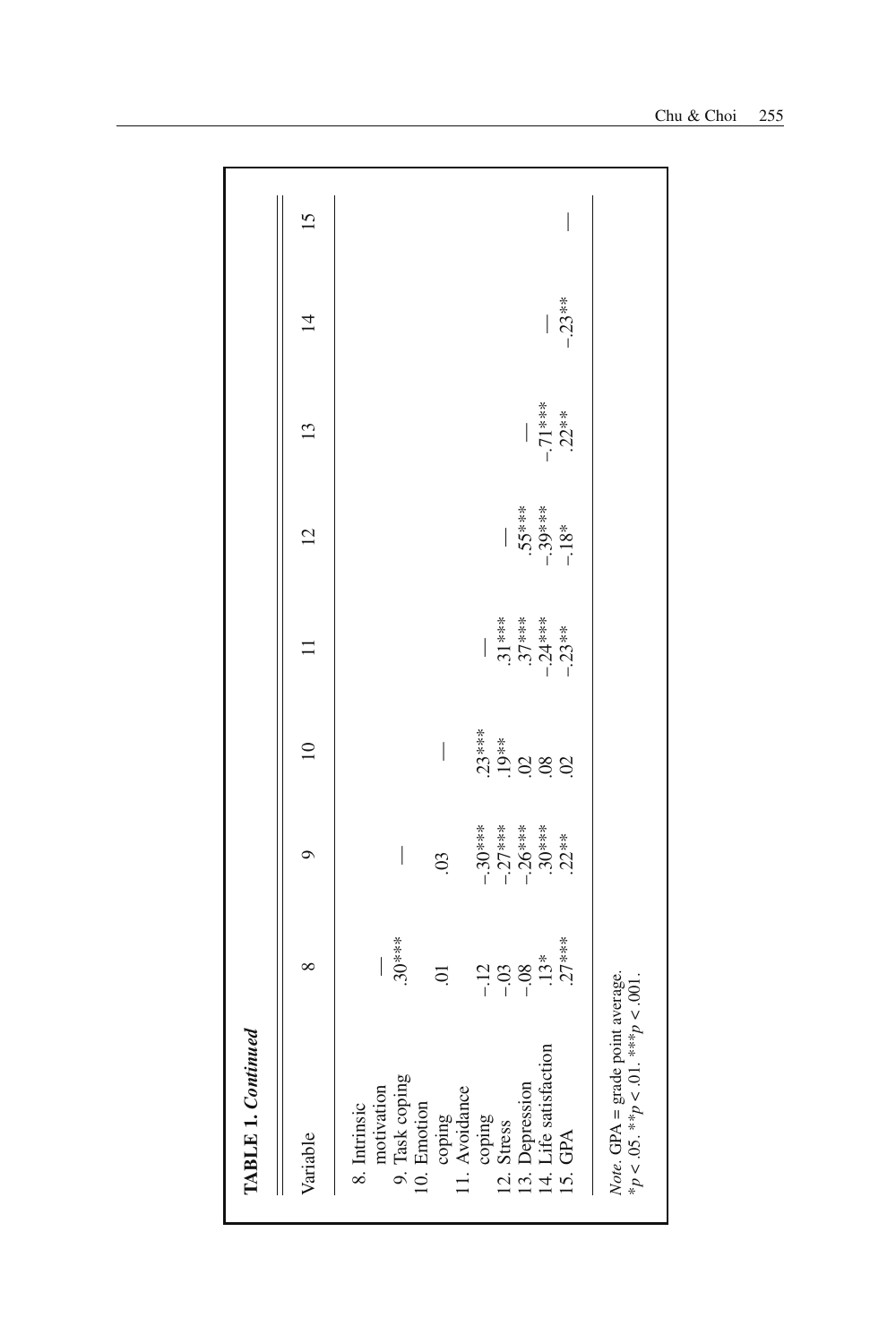**TABLE 1. *Continued***

| Variable | 8 | 9 | 10 | 11 | 12 | 13 | 14 | 15 |
|---|---|---|---|---|---|---|---|---|
| 8. Intrinsic motivation | — | | | | | | | |
| 9. Task coping | .30*** | — | | | | | | |
| 10. Emotion coping | .01 | .03 | — | | | | | |
| 11. Avoidance coping | -.12 | -.30*** | .23*** | — | | | | |
| 12. Stress | -.03 | -.27*** | .19** | .31*** | — | | | |
| 13. Depression | -.08 | -.26*** | .02 | .37*** | .55*** | — | | |
| 14. Life satisfaction | .13* | .30*** | .08 | -.24*** | -.39*** | -.71*** | — | |
| 15. GPA | .27*** | .22** | .02 | -.23** | -.18* | .22** | -.23** | — |

*Note.* GPA = grade point average.
*$p < .05$. **$p < .01$. ***$p < .001$.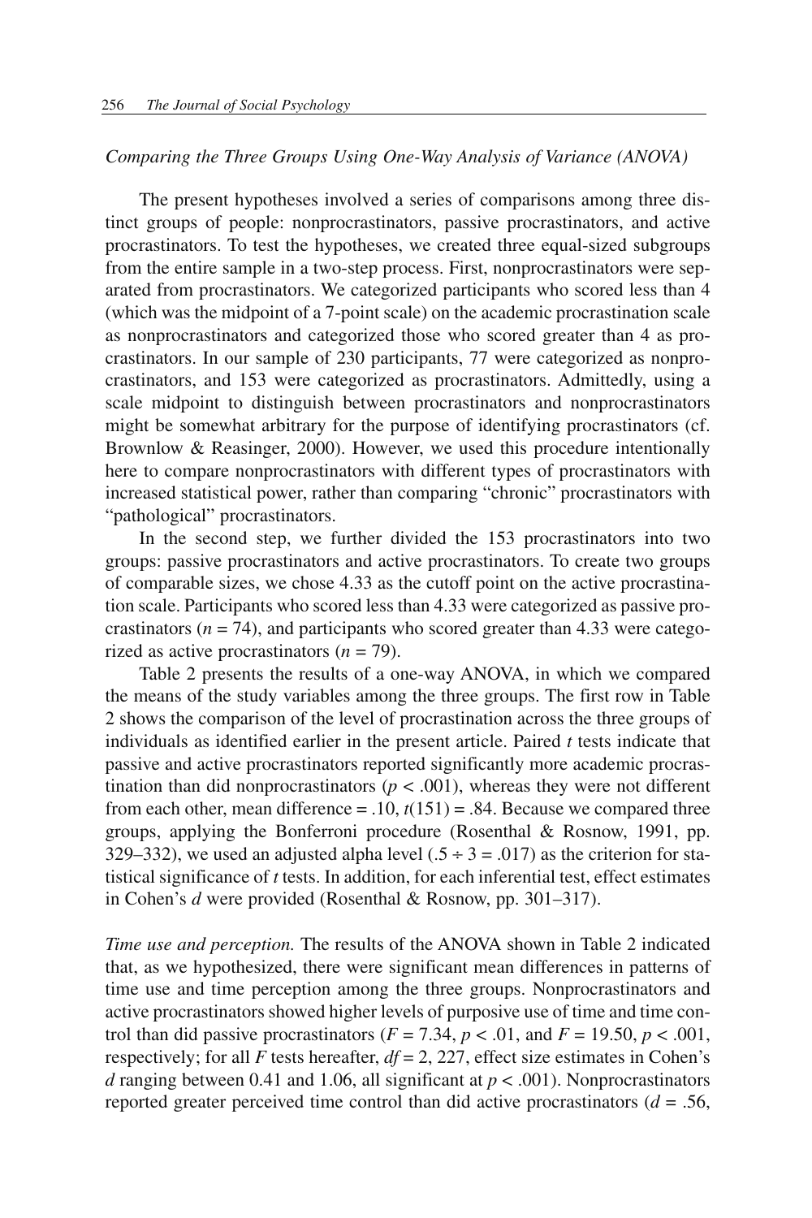*Comparing the Three Groups Using One-Way Analysis of Variance (ANOVA)*

The present hypotheses involved a series of comparisons among three distinct groups of people: nonprocrastinators, passive procrastinators, and active procrastinators. To test the hypotheses, we created three equal-sized subgroups from the entire sample in a two-step process. First, nonprocrastinators were separated from procrastinators. We categorized participants who scored less than 4 (which was the midpoint of a 7-point scale) on the academic procrastination scale as nonprocrastinators and categorized those who scored greater than 4 as procrastinators. In our sample of 230 participants, 77 were categorized as nonprocrastinators, and 153 were categorized as procrastinators. Admittedly, using a scale midpoint to distinguish between procrastinators and nonprocrastinators might be somewhat arbitrary for the purpose of identifying procrastinators (cf. Brownlow & Reasinger, 2000). However, we used this procedure intentionally here to compare nonprocrastinators with different types of procrastinators with increased statistical power, rather than comparing "chronic" procrastinators with "pathological" procrastinators.

In the second step, we further divided the 153 procrastinators into two groups: passive procrastinators and active procrastinators. To create two groups of comparable sizes, we chose 4.33 as the cutoff point on the active procrastination scale. Participants who scored less than 4.33 were categorized as passive procrastinators ($n = 74$), and participants who scored greater than 4.33 were categorized as active procrastinators ($n = 79$).

Table 2 presents the results of a one-way ANOVA, in which we compared the means of the study variables among the three groups. The first row in Table 2 shows the comparison of the level of procrastination across the three groups of individuals as identified earlier in the present article. Paired $t$ tests indicate that passive and active procrastinators reported significantly more academic procrastination than did nonprocrastinators ($p < .001$), whereas they were not different from each other, mean difference = .10, $t(151) = .84$. Because we compared three groups, applying the Bonferroni procedure (Rosenthal & Rosnow, 1991, pp. 329–332), we used an adjusted alpha level ($.5 \div 3 = .017$) as the criterion for statistical significance of $t$ tests. In addition, for each inferential test, effect estimates in Cohen's $d$ were provided (Rosenthal & Rosnow, pp. 301–317).

*Time use and perception.* The results of the ANOVA shown in Table 2 indicated that, as we hypothesized, there were significant mean differences in patterns of time use and time perception among the three groups. Nonprocrastinators and active procrastinators showed higher levels of purposive use of time and time control than did passive procrastinators ($F = 7.34$, $p < .01$, and $F = 19.50$, $p < .001$, respectively; for all $F$ tests hereafter, $df = 2, 227$, effect size estimates in Cohen's $d$ ranging between 0.41 and 1.06, all significant at $p < .001$). Nonprocrastinators reported greater perceived time control than did active procrastinators ($d = .56$,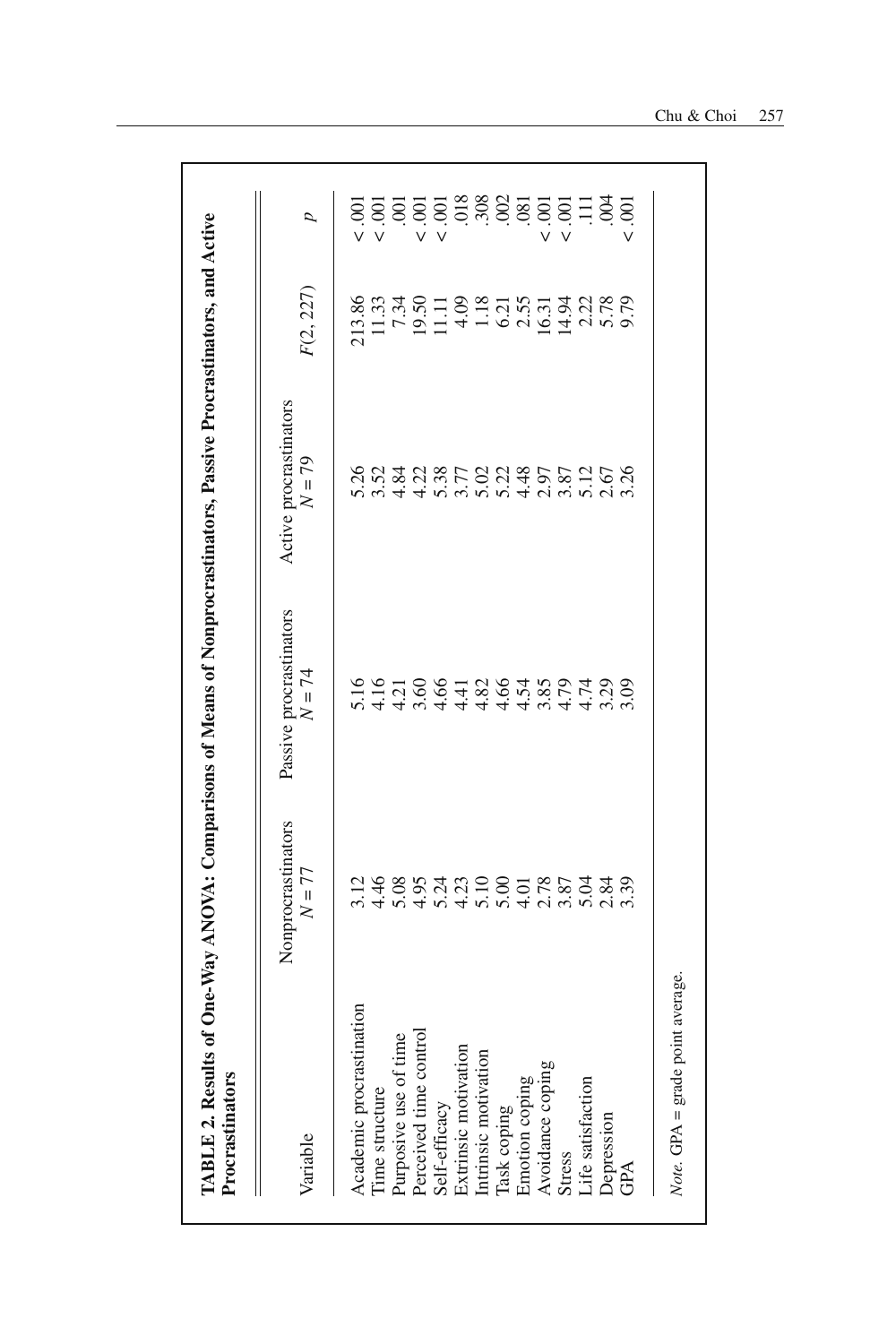**TABLE 2. Results of One-Way ANOVA: Comparisons of Means of Nonprocrastinators, Passive Procrastinators, and Active Procrastinators**

| Variable | Nonprocrastinators $N = 77$ | Passive procrastinators $N = 74$ | Active procrastinators $N = 79$ | $F(2, 227)$ | $p$ |
|---|---|---|---|---|---|
| Academic procrastination | 3.12 | 5.16 | 5.26 | 213.86 | < .001 |
| Time structure | 4.46 | 4.16 | 3.52 | 11.33 | < .001 |
| Purposive use of time | 5.08 | 4.21 | 4.84 | 7.34 | .001 |
| Perceived time control | 4.95 | 3.60 | 4.22 | 19.50 | < .001 |
| Self-efficacy | 5.24 | 4.66 | 5.38 | 11.11 | < .001 |
| Extrinsic motivation | 4.23 | 4.41 | 3.77 | 4.09 | .018 |
| Intrinsic motivation | 5.10 | 4.82 | 5.02 | 1.18 | .308 |
| Task coping | 5.00 | 4.66 | 5.22 | 6.21 | .002 |
| Emotion coping | 4.01 | 4.54 | 4.48 | 2.55 | .081 |
| Avoidance coping | 2.78 | 3.85 | 2.97 | 16.31 | < .001 |
| Stress | 3.87 | 4.79 | 3.87 | 14.94 | < .001 |
| Life satisfaction | 5.04 | 4.74 | 5.12 | 2.22 | .111 |
| Depression | 2.84 | 3.29 | 2.67 | 5.78 | .004 |
| GPA | 3.39 | 3.09 | 3.26 | 9.79 | < .001 |

*Note.* GPA = grade point average.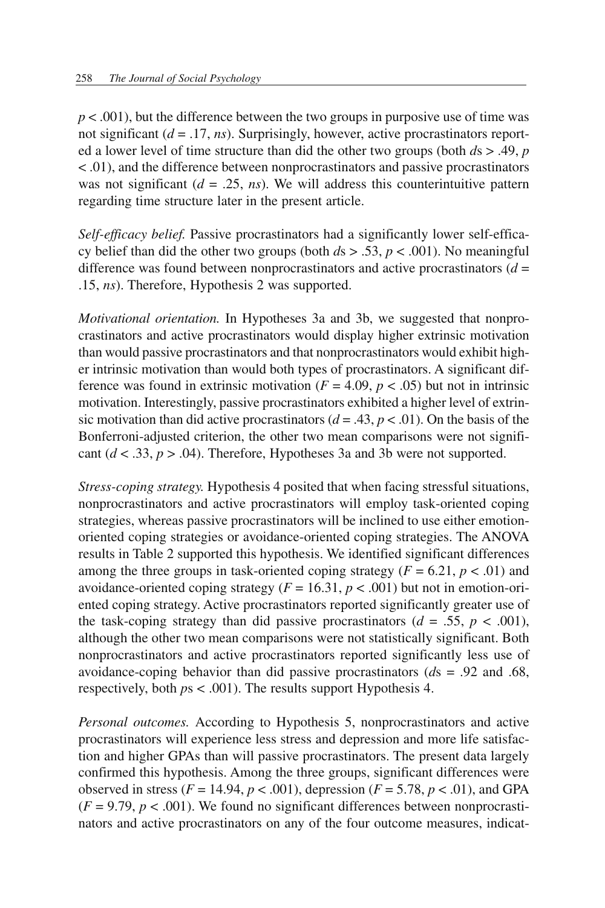$p < .001$), but the difference between the two groups in purposive use of time was not significant ($d = .17$, *ns*). Surprisingly, however, active procrastinators reported a lower level of time structure than did the other two groups (both $d$s $> .49$, $p < .01$), and the difference between nonprocrastinators and passive procrastinators was not significant ($d = .25$, *ns*). We will address this counterintuitive pattern regarding time structure later in the present article.

*Self-efficacy belief.* Passive procrastinators had a significantly lower self-efficacy belief than did the other two groups (both $d$s $> .53$, $p < .001$). No meaningful difference was found between nonprocrastinators and active procrastinators ($d = .15$, *ns*). Therefore, Hypothesis 2 was supported.

*Motivational orientation.* In Hypotheses 3a and 3b, we suggested that nonprocrastinators and active procrastinators would display higher extrinsic motivation than would passive procrastinators and that nonprocrastinators would exhibit higher intrinsic motivation than would both types of procrastinators. A significant difference was found in extrinsic motivation ($F = 4.09$, $p < .05$) but not in intrinsic motivation. Interestingly, passive procrastinators exhibited a higher level of extrinsic motivation than did active procrastinators ($d = .43$, $p < .01$). On the basis of the Bonferroni-adjusted criterion, the other two mean comparisons were not significant ($d < .33$, $p > .04$). Therefore, Hypotheses 3a and 3b were not supported.

*Stress-coping strategy.* Hypothesis 4 posited that when facing stressful situations, nonprocrastinators and active procrastinators will employ task-oriented coping strategies, whereas passive procrastinators will be inclined to use either emotion-oriented coping strategies or avoidance-oriented coping strategies. The ANOVA results in Table 2 supported this hypothesis. We identified significant differences among the three groups in task-oriented coping strategy ($F = 6.21$, $p < .01$) and avoidance-oriented coping strategy ($F = 16.31$, $p < .001$) but not in emotion-oriented coping strategy. Active procrastinators reported significantly greater use of the task-coping strategy than did passive procrastinators ($d = .55$, $p < .001$), although the other two mean comparisons were not statistically significant. Both nonprocrastinators and active procrastinators reported significantly less use of avoidance-coping behavior than did passive procrastinators ($d$s $= .92$ and $.68$, respectively, both $p$s $< .001$). The results support Hypothesis 4.

*Personal outcomes.* According to Hypothesis 5, nonprocrastinators and active procrastinators will experience less stress and depression and more life satisfaction and higher GPAs than will passive procrastinators. The present data largely confirmed this hypothesis. Among the three groups, significant differences were observed in stress ($F = 14.94$, $p < .001$), depression ($F = 5.78$, $p < .01$), and GPA ($F = 9.79$, $p < .001$). We found no significant differences between nonprocrastinators and active procrastinators on any of the four outcome measures, indicat-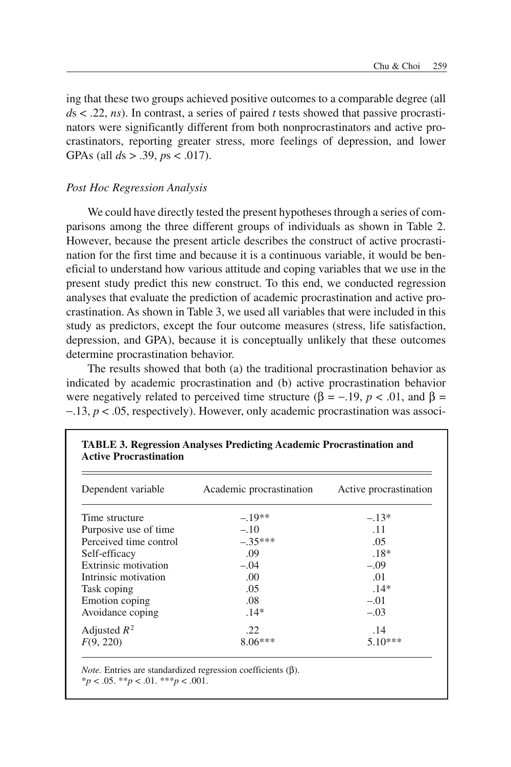ing that these two groups achieved positive outcomes to a comparable degree (all *d*s < .22, *ns*). In contrast, a series of paired *t* tests showed that passive procrastinators were significantly different from both nonprocrastinators and active procrastinators, reporting greater stress, more feelings of depression, and lower GPAs (all *d*s > .39, *p*s < .017).

### *Post Hoc Regression Analysis*

We could have directly tested the present hypotheses through a series of comparisons among the three different groups of individuals as shown in Table 2. However, because the present article describes the construct of active procrastination for the first time and because it is a continuous variable, it would be beneficial to understand how various attitude and coping variables that we use in the present study predict this new construct. To this end, we conducted regression analyses that evaluate the prediction of academic procrastination and active procrastination. As shown in Table 3, we used all variables that were included in this study as predictors, except the four outcome measures (stress, life satisfaction, depression, and GPA), because it is conceptually unlikely that these outcomes determine procrastination behavior.

The results showed that both (a) the traditional procrastination behavior as indicated by academic procrastination and (b) active procrastination behavior were negatively related to perceived time structure ($\beta = -.19$, $p < .01$, and $\beta = -.13$, $p < .05$, respectively). However, only academic procrastination was associ-

**TABLE 3. Regression Analyses Predicting Academic Procrastination and Active Procrastination**

| Dependent variable | Academic procrastination | Active procrastination |
|---|---|---|
| Time structure | –.19** | –.13* |
| Purposive use of time | –.10 | .11 |
| Perceived time control | –.35*** | .05 |
| Self-efficacy | .09 | .18* |
| Extrinsic motivation | –.04 | –.09 |
| Intrinsic motivation | .00 | .01 |
| Task coping | .05 | .14* |
| Emotion coping | .08 | –.01 |
| Avoidance coping | .14* | –.03 |
| Adjusted $R^2$ | .22 | .14 |
| $F(9, 220)$ | 8.06*** | 5.10*** |

*Note.* Entries are standardized regression coefficients (β).
*$p < .05$. **$p < .01$. ***$p < .001$.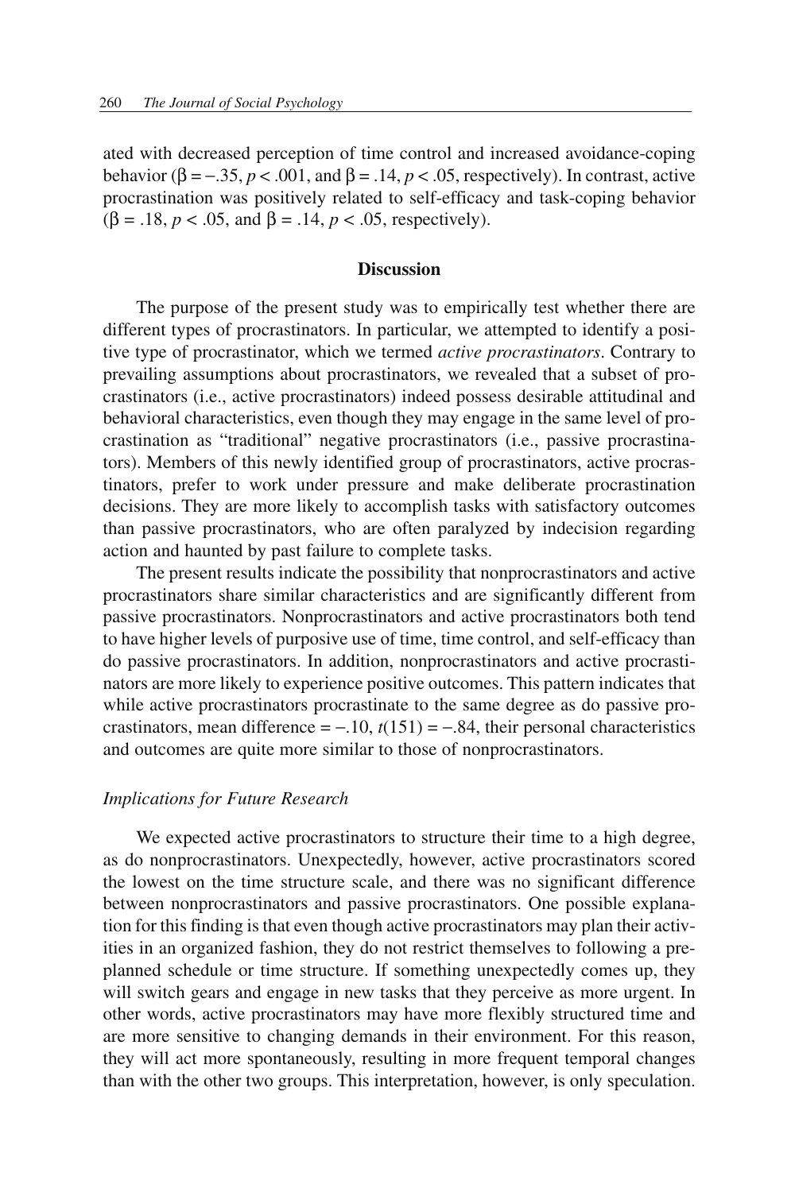ated with decreased perception of time control and increased avoidance-coping behavior ($\beta = -.35$, $p < .001$, and $\beta = .14$, $p < .05$, respectively). In contrast, active procrastination was positively related to self-efficacy and task-coping behavior ($\beta = .18$, $p < .05$, and $\beta = .14$, $p < .05$, respectively).

## Discussion

The purpose of the present study was to empirically test whether there are different types of procrastinators. In particular, we attempted to identify a positive type of procrastinator, which we termed *active procrastinators*. Contrary to prevailing assumptions about procrastinators, we revealed that a subset of procrastinators (i.e., active procrastinators) indeed possess desirable attitudinal and behavioral characteristics, even though they may engage in the same level of procrastination as "traditional" negative procrastinators (i.e., passive procrastinators). Members of this newly identified group of procrastinators, active procrastinators, prefer to work under pressure and make deliberate procrastination decisions. They are more likely to accomplish tasks with satisfactory outcomes than passive procrastinators, who are often paralyzed by indecision regarding action and haunted by past failure to complete tasks.

The present results indicate the possibility that nonprocrastinators and active procrastinators share similar characteristics and are significantly different from passive procrastinators. Nonprocrastinators and active procrastinators both tend to have higher levels of purposive use of time, time control, and self-efficacy than do passive procrastinators. In addition, nonprocrastinators and active procrastinators are more likely to experience positive outcomes. This pattern indicates that while active procrastinators procrastinate to the same degree as do passive procrastinators, mean difference = −.10, $t(151) = -.84$, their personal characteristics and outcomes are quite more similar to those of nonprocrastinators.

### *Implications for Future Research*

We expected active procrastinators to structure their time to a high degree, as do nonprocrastinators. Unexpectedly, however, active procrastinators scored the lowest on the time structure scale, and there was no significant difference between nonprocrastinators and passive procrastinators. One possible explanation for this finding is that even though active procrastinators may plan their activities in an organized fashion, they do not restrict themselves to following a preplanned schedule or time structure. If something unexpectedly comes up, they will switch gears and engage in new tasks that they perceive as more urgent. In other words, active procrastinators may have more flexibly structured time and are more sensitive to changing demands in their environment. For this reason, they will act more spontaneously, resulting in more frequent temporal changes than with the other two groups. This interpretation, however, is only speculation.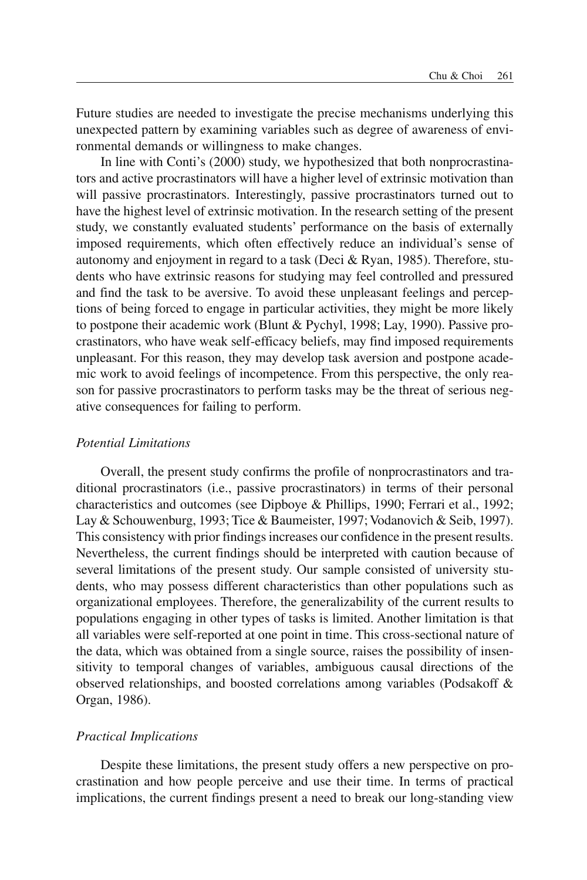Future studies are needed to investigate the precise mechanisms underlying this unexpected pattern by examining variables such as degree of awareness of environmental demands or willingness to make changes.

In line with Conti's (2000) study, we hypothesized that both nonprocrastinators and active procrastinators will have a higher level of extrinsic motivation than will passive procrastinators. Interestingly, passive procrastinators turned out to have the highest level of extrinsic motivation. In the research setting of the present study, we constantly evaluated students' performance on the basis of externally imposed requirements, which often effectively reduce an individual's sense of autonomy and enjoyment in regard to a task (Deci & Ryan, 1985). Therefore, students who have extrinsic reasons for studying may feel controlled and pressured and find the task to be aversive. To avoid these unpleasant feelings and perceptions of being forced to engage in particular activities, they might be more likely to postpone their academic work (Blunt & Pychyl, 1998; Lay, 1990). Passive procrastinators, who have weak self-efficacy beliefs, may find imposed requirements unpleasant. For this reason, they may develop task aversion and postpone academic work to avoid feelings of incompetence. From this perspective, the only reason for passive procrastinators to perform tasks may be the threat of serious negative consequences for failing to perform.

### *Potential Limitations*

Overall, the present study confirms the profile of nonprocrastinators and traditional procrastinators (i.e., passive procrastinators) in terms of their personal characteristics and outcomes (see Dipboye & Phillips, 1990; Ferrari et al., 1992; Lay & Schouwenburg, 1993; Tice & Baumeister, 1997; Vodanovich & Seib, 1997). This consistency with prior findings increases our confidence in the present results. Nevertheless, the current findings should be interpreted with caution because of several limitations of the present study. Our sample consisted of university students, who may possess different characteristics than other populations such as organizational employees. Therefore, the generalizability of the current results to populations engaging in other types of tasks is limited. Another limitation is that all variables were self-reported at one point in time. This cross-sectional nature of the data, which was obtained from a single source, raises the possibility of insensitivity to temporal changes of variables, ambiguous causal directions of the observed relationships, and boosted correlations among variables (Podsakoff & Organ, 1986).

### *Practical Implications*

Despite these limitations, the present study offers a new perspective on procrastination and how people perceive and use their time. In terms of practical implications, the current findings present a need to break our long-standing view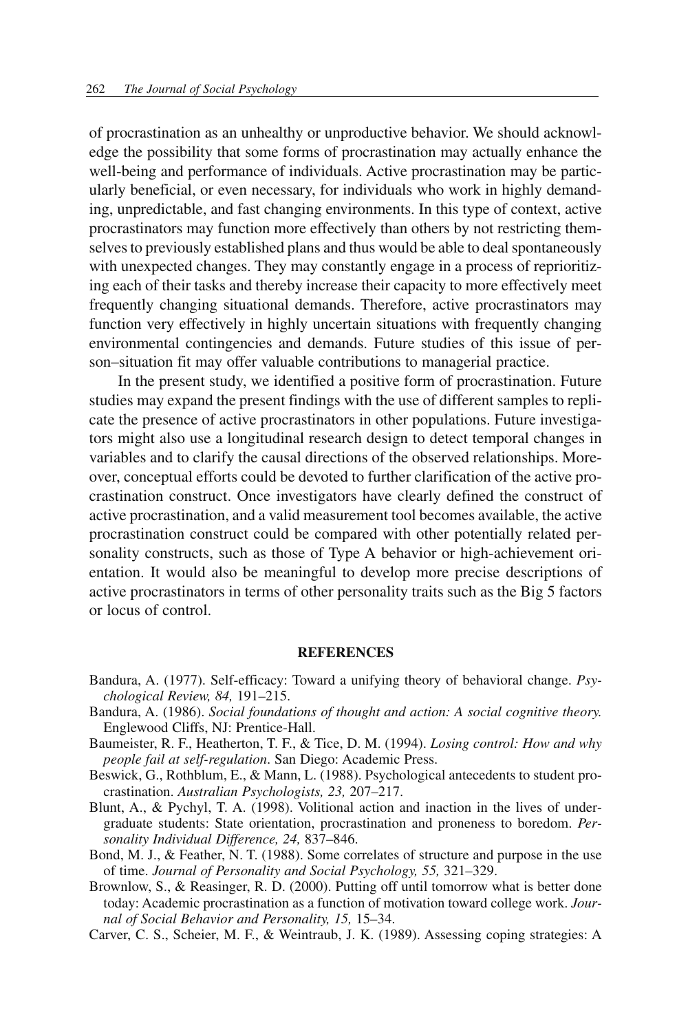of procrastination as an unhealthy or unproductive behavior. We should acknowledge the possibility that some forms of procrastination may actually enhance the well-being and performance of individuals. Active procrastination may be particularly beneficial, or even necessary, for individuals who work in highly demanding, unpredictable, and fast changing environments. In this type of context, active procrastinators may function more effectively than others by not restricting themselves to previously established plans and thus would be able to deal spontaneously with unexpected changes. They may constantly engage in a process of reprioritizing each of their tasks and thereby increase their capacity to more effectively meet frequently changing situational demands. Therefore, active procrastinators may function very effectively in highly uncertain situations with frequently changing environmental contingencies and demands. Future studies of this issue of person–situation fit may offer valuable contributions to managerial practice.

In the present study, we identified a positive form of procrastination. Future studies may expand the present findings with the use of different samples to replicate the presence of active procrastinators in other populations. Future investigators might also use a longitudinal research design to detect temporal changes in variables and to clarify the causal directions of the observed relationships. Moreover, conceptual efforts could be devoted to further clarification of the active procrastination construct. Once investigators have clearly defined the construct of active procrastination, and a valid measurement tool becomes available, the active procrastination construct could be compared with other potentially related personality constructs, such as those of Type A behavior or high-achievement orientation. It would also be meaningful to develop more precise descriptions of active procrastinators in terms of other personality traits such as the Big 5 factors or locus of control.

## REFERENCES

Bandura, A. (1977). Self-efficacy: Toward a unifying theory of behavioral change. *Psychological Review, 84,* 191–215.

Bandura, A. (1986). *Social foundations of thought and action: A social cognitive theory.* Englewood Cliffs, NJ: Prentice-Hall.

Baumeister, R. F., Heatherton, T. F., & Tice, D. M. (1994). *Losing control: How and why people fail at self-regulation*. San Diego: Academic Press.

Beswick, G., Rothblum, E., & Mann, L. (1988). Psychological antecedents to student procrastination. *Australian Psychologists, 23,* 207–217.

Blunt, A., & Pychyl, T. A. (1998). Volitional action and inaction in the lives of undergraduate students: State orientation, procrastination and proneness to boredom. *Personality Individual Difference, 24,* 837–846.

Bond, M. J., & Feather, N. T. (1988). Some correlates of structure and purpose in the use of time. *Journal of Personality and Social Psychology, 55,* 321–329.

Brownlow, S., & Reasinger, R. D. (2000). Putting off until tomorrow what is better done today: Academic procrastination as a function of motivation toward college work. *Journal of Social Behavior and Personality, 15,* 15–34.

Carver, C. S., Scheier, M. F., & Weintraub, J. K. (1989). Assessing coping strategies: A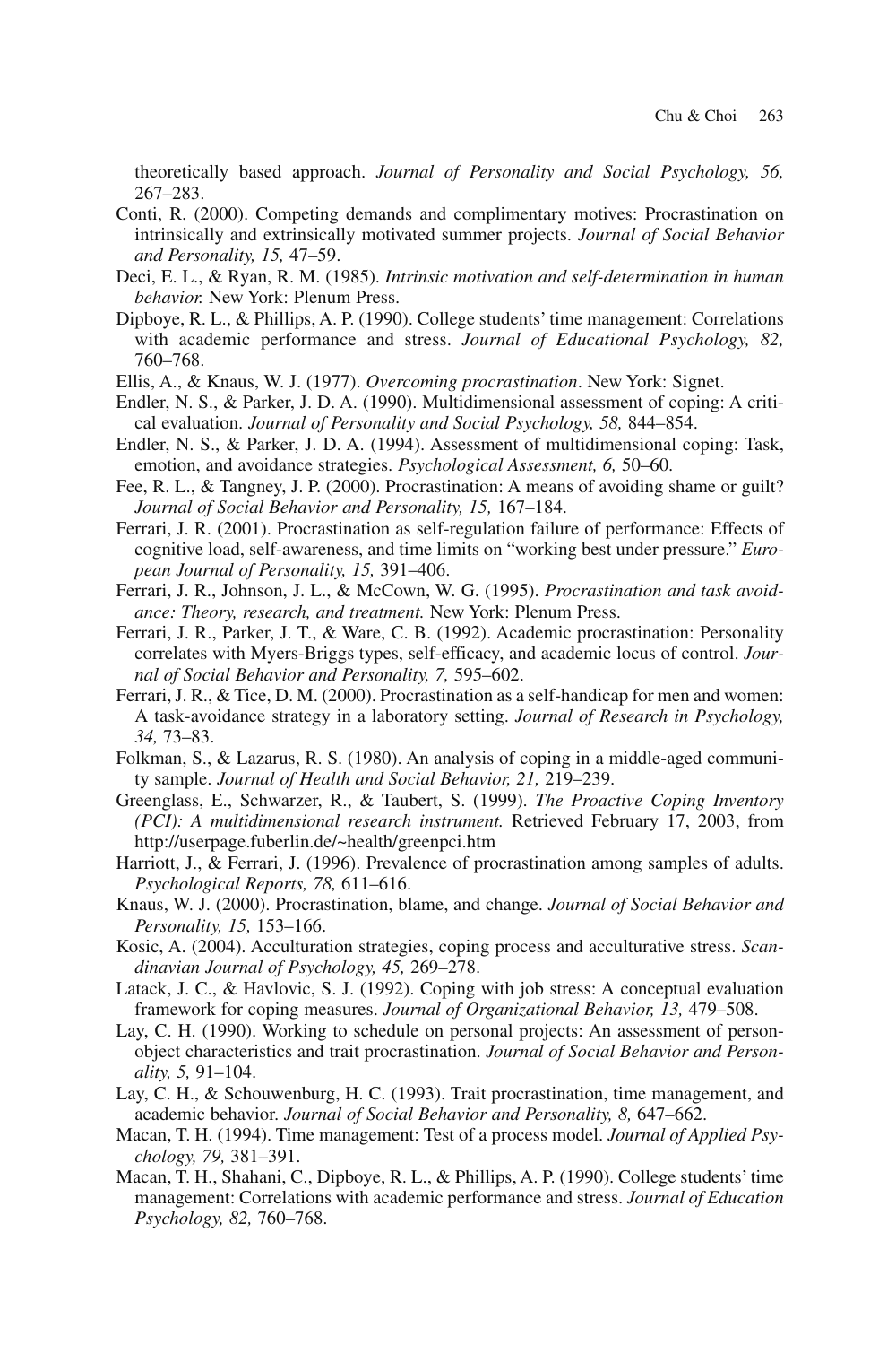theoretically based approach. *Journal of Personality and Social Psychology, 56,* 267–283.

Conti, R. (2000). Competing demands and complimentary motives: Procrastination on intrinsically and extrinsically motivated summer projects. *Journal of Social Behavior and Personality, 15,* 47–59.

Deci, E. L., & Ryan, R. M. (1985). *Intrinsic motivation and self-determination in human behavior.* New York: Plenum Press.

Dipboye, R. L., & Phillips, A. P. (1990). College students' time management: Correlations with academic performance and stress. *Journal of Educational Psychology, 82,* 760–768.

Ellis, A., & Knaus, W. J. (1977). *Overcoming procrastination*. New York: Signet.

Endler, N. S., & Parker, J. D. A. (1990). Multidimensional assessment of coping: A critical evaluation. *Journal of Personality and Social Psychology, 58,* 844–854.

Endler, N. S., & Parker, J. D. A. (1994). Assessment of multidimensional coping: Task, emotion, and avoidance strategies. *Psychological Assessment, 6,* 50–60.

Fee, R. L., & Tangney, J. P. (2000). Procrastination: A means of avoiding shame or guilt? *Journal of Social Behavior and Personality, 15,* 167–184.

Ferrari, J. R. (2001). Procrastination as self-regulation failure of performance: Effects of cognitive load, self-awareness, and time limits on "working best under pressure." *European Journal of Personality, 15,* 391–406.

Ferrari, J. R., Johnson, J. L., & McCown, W. G. (1995). *Procrastination and task avoidance: Theory, research, and treatment.* New York: Plenum Press.

Ferrari, J. R., Parker, J. T., & Ware, C. B. (1992). Academic procrastination: Personality correlates with Myers-Briggs types, self-efficacy, and academic locus of control. *Journal of Social Behavior and Personality, 7,* 595–602.

Ferrari, J. R., & Tice, D. M. (2000). Procrastination as a self-handicap for men and women: A task-avoidance strategy in a laboratory setting. *Journal of Research in Psychology, 34,* 73–83.

Folkman, S., & Lazarus, R. S. (1980). An analysis of coping in a middle-aged community sample. *Journal of Health and Social Behavior, 21,* 219–239.

Greenglass, E., Schwarzer, R., & Taubert, S. (1999). *The Proactive Coping Inventory (PCI): A multidimensional research instrument.* Retrieved February 17, 2003, from http://userpage.fuberlin.de/~health/greenpci.htm

Harriott, J., & Ferrari, J. (1996). Prevalence of procrastination among samples of adults. *Psychological Reports, 78,* 611–616.

Knaus, W. J. (2000). Procrastination, blame, and change. *Journal of Social Behavior and Personality, 15,* 153–166.

Kosic, A. (2004). Acculturation strategies, coping process and acculturative stress. *Scandinavian Journal of Psychology, 45,* 269–278.

Latack, J. C., & Havlovic, S. J. (1992). Coping with job stress: A conceptual evaluation framework for coping measures. *Journal of Organizational Behavior, 13,* 479–508.

Lay, C. H. (1990). Working to schedule on personal projects: An assessment of person-object characteristics and trait procrastination. *Journal of Social Behavior and Personality, 5,* 91–104.

Lay, C. H., & Schouwenburg, H. C. (1993). Trait procrastination, time management, and academic behavior. *Journal of Social Behavior and Personality, 8,* 647–662.

Macan, T. H. (1994). Time management: Test of a process model. *Journal of Applied Psychology, 79,* 381–391.

Macan, T. H., Shahani, C., Dipboye, R. L., & Phillips, A. P. (1990). College students' time management: Correlations with academic performance and stress. *Journal of Education Psychology, 82,* 760–768.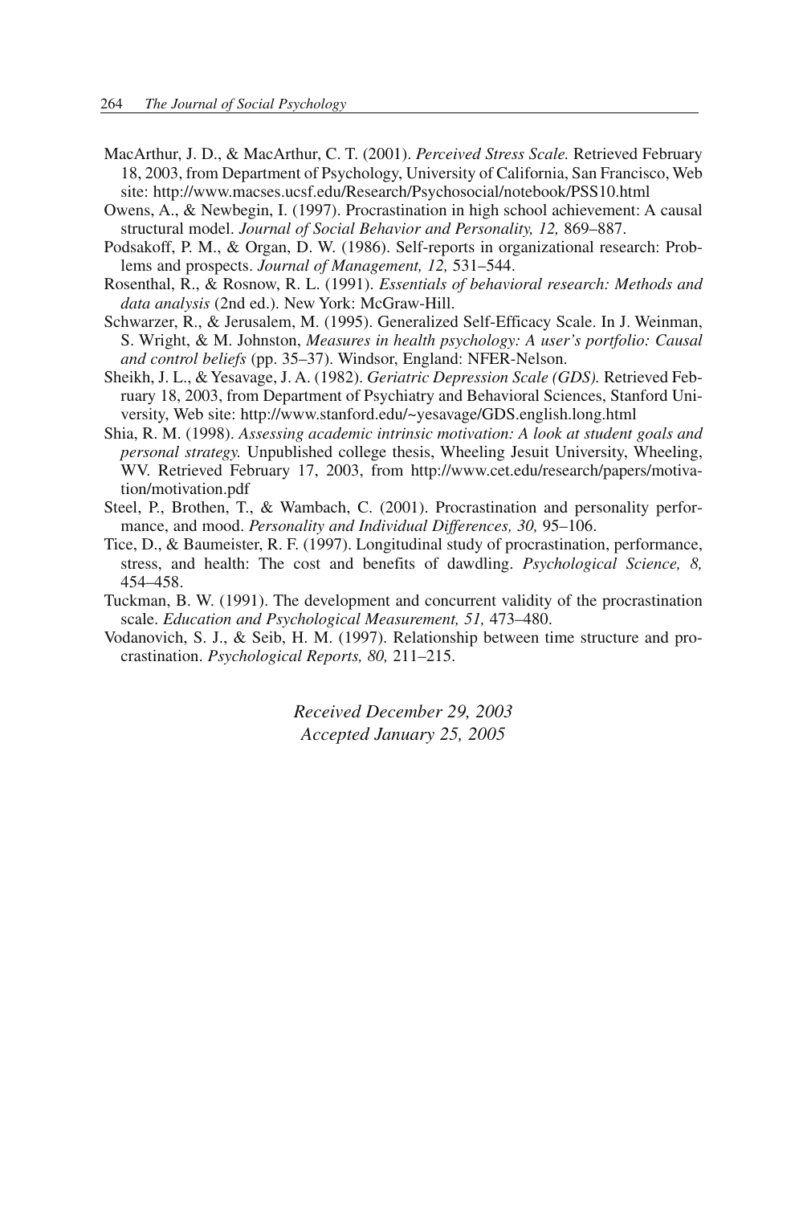MacArthur, J. D., & MacArthur, C. T. (2001). *Perceived Stress Scale.* Retrieved February 18, 2003, from Department of Psychology, University of California, San Francisco, Web site: http://www.macses.ucsf.edu/Research/Psychosocial/notebook/PSS10.html

Owens, A., & Newbegin, I. (1997). Procrastination in high school achievement: A causal structural model. *Journal of Social Behavior and Personality, 12,* 869–887.

Podsakoff, P. M., & Organ, D. W. (1986). Self-reports in organizational research: Problems and prospects. *Journal of Management, 12,* 531–544.

Rosenthal, R., & Rosnow, R. L. (1991). *Essentials of behavioral research: Methods and data analysis* (2nd ed.). New York: McGraw-Hill.

Schwarzer, R., & Jerusalem, M. (1995). Generalized Self-Efficacy Scale. In J. Weinman, S. Wright, & M. Johnston, *Measures in health psychology: A user's portfolio: Causal and control beliefs* (pp. 35–37). Windsor, England: NFER-Nelson.

Sheikh, J. L., & Yesavage, J. A. (1982). *Geriatric Depression Scale (GDS).* Retrieved February 18, 2003, from Department of Psychiatry and Behavioral Sciences, Stanford University, Web site: http://www.stanford.edu/~yesavage/GDS.english.long.html

Shia, R. M. (1998). *Assessing academic intrinsic motivation: A look at student goals and personal strategy.* Unpublished college thesis, Wheeling Jesuit University, Wheeling, WV. Retrieved February 17, 2003, from http://www.cet.edu/research/papers/motivation/motivation.pdf

Steel, P., Brothen, T., & Wambach, C. (2001). Procrastination and personality performance, and mood. *Personality and Individual Differences, 30,* 95–106.

Tice, D., & Baumeister, R. F. (1997). Longitudinal study of procrastination, performance, stress, and health: The cost and benefits of dawdling. *Psychological Science, 8,* 454–458.

Tuckman, B. W. (1991). The development and concurrent validity of the procrastination scale. *Education and Psychological Measurement, 51,* 473–480.

Vodanovich, S. J., & Seib, H. M. (1997). Relationship between time structure and procrastination. *Psychological Reports, 80,* 211–215.

*Received December 29, 2003*
*Accepted January 25, 2005*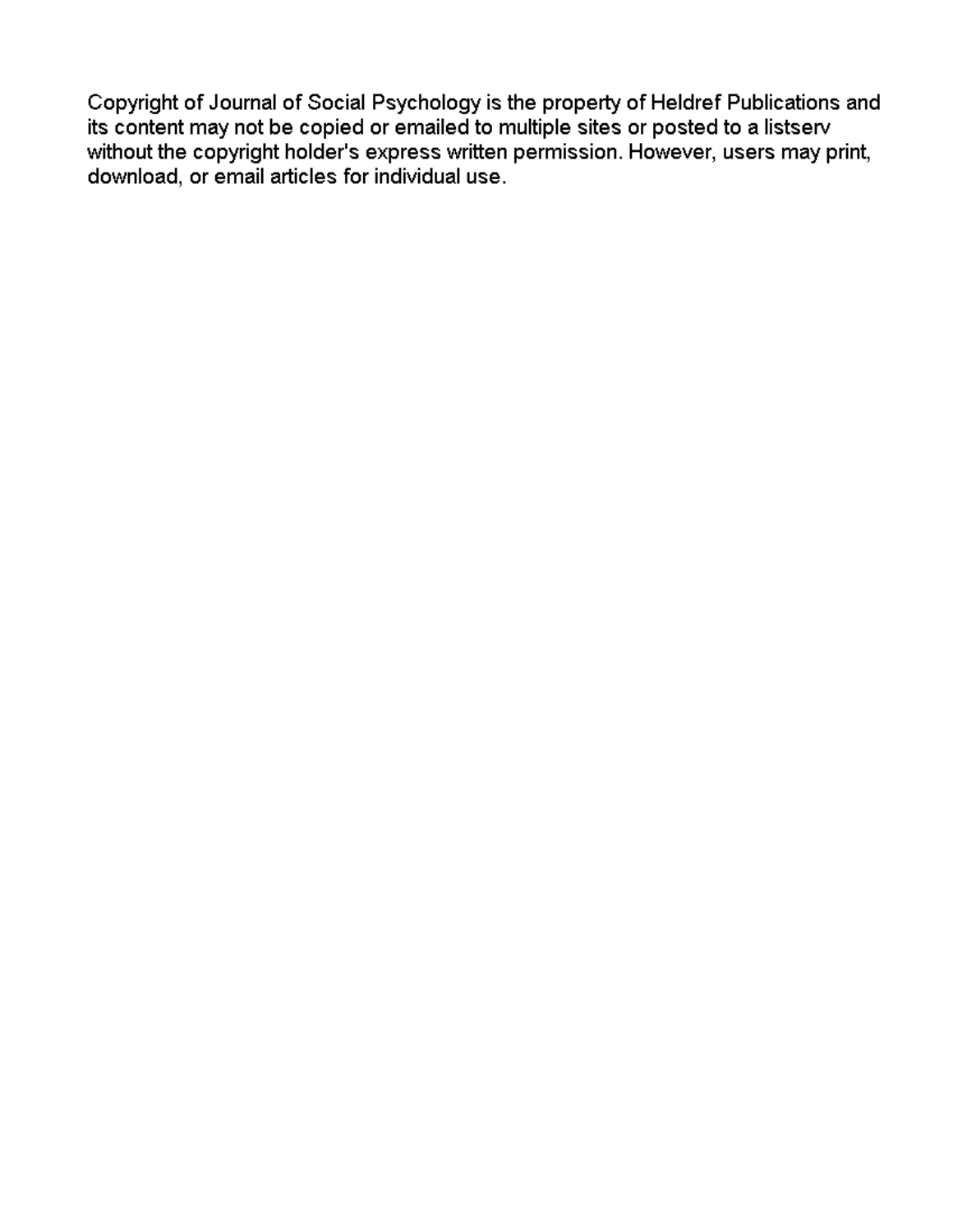Copyright of Journal of Social Psychology is the property of Heldref Publications and its content may not be copied or emailed to multiple sites or posted to a listserv without the copyright holder's express written permission. However, users may print, download, or email articles for individual use.